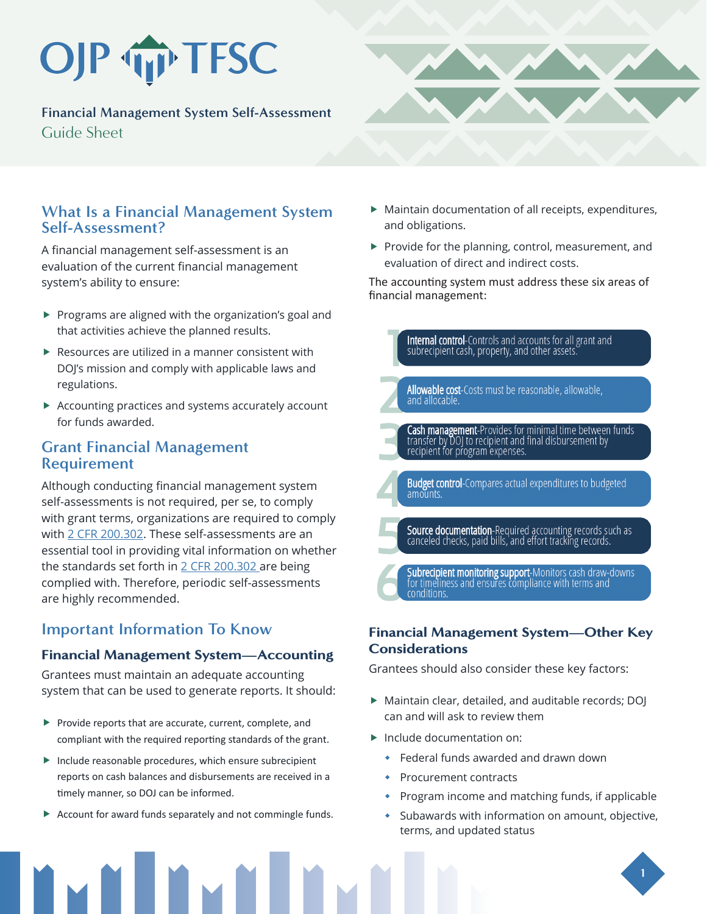OJP TFSC

# Financial Management System Self-Assessment Guide Sheet

## What Is a Financial Management System Self-Assessment?

A financial management self-assessment is an evaluation of the current financial management system's ability to ensure:

- Programs are aligned with the organization's goal and that activities achieve the planned results.
- Resources are utilized in a manner consistent with DOJ's mission and comply with applicable laws and regulations.
- Accounting practices and systems accurately account for funds awarded.

## Grant Financial Management Requirement

Although conducting financial management system self-assessments is not required, per se, to comply with grant terms, organizations are required to comply with [2 CFR 200.302](). These self-assessments are an essential tool in providing vital information on whether the standards set forth in [2 CFR 200.302]() are being complied with. Therefore, periodic self-assessments are highly recommended.

## Important Information To Know

### Financial Management System—Accounting

Grantees must maintain an adequate accounting system that can be used to generate reports. It should:

- Provide reports that are accurate, current, complete, and compliant with the required reporting standards of the grant.
- Include reasonable procedures, which ensure subrecipient reports on cash balances and disbursements are received in a timely manner, so DOJ can be informed.
- Account for award funds separately and not commingle funds.
- Maintain documentation of all receipts, expenditures, and obligations.
- Provide for the planning, control, measurement, and evaluation of direct and indirect costs.

The accounting system must address these six areas of financial management:

1. **Internal control**-Controls and accounts for all grant and subrecipient cash, property, and other assets.
2. **Allowable cost**-Costs must be reasonable, allowable, and allocable.
3. **Cash management**-Provides for minimal time between funds transfer by DOJ to recipient and final disbursement by recipient for program expenses.
4. **Budget control**-Compares actual expenditures to budgeted amounts.
5. **Source documentation**-Required accounting records such as canceled checks, paid bills, and effort tracking records.
6. **Subrecipient monitoring support**-Monitors cash draw-downs for timeliness and ensures compliance with terms and conditions.

### Financial Management System—Other Key Considerations

Grantees should also consider these key factors:

- Maintain clear, detailed, and auditable records; DOJ can and will ask to review them
- Include documentation on:
  - Federal funds awarded and drawn down
  - Procurement contracts
  - Program income and matching funds, if applicable
  - Subawards with information on amount, objective, terms, and updated status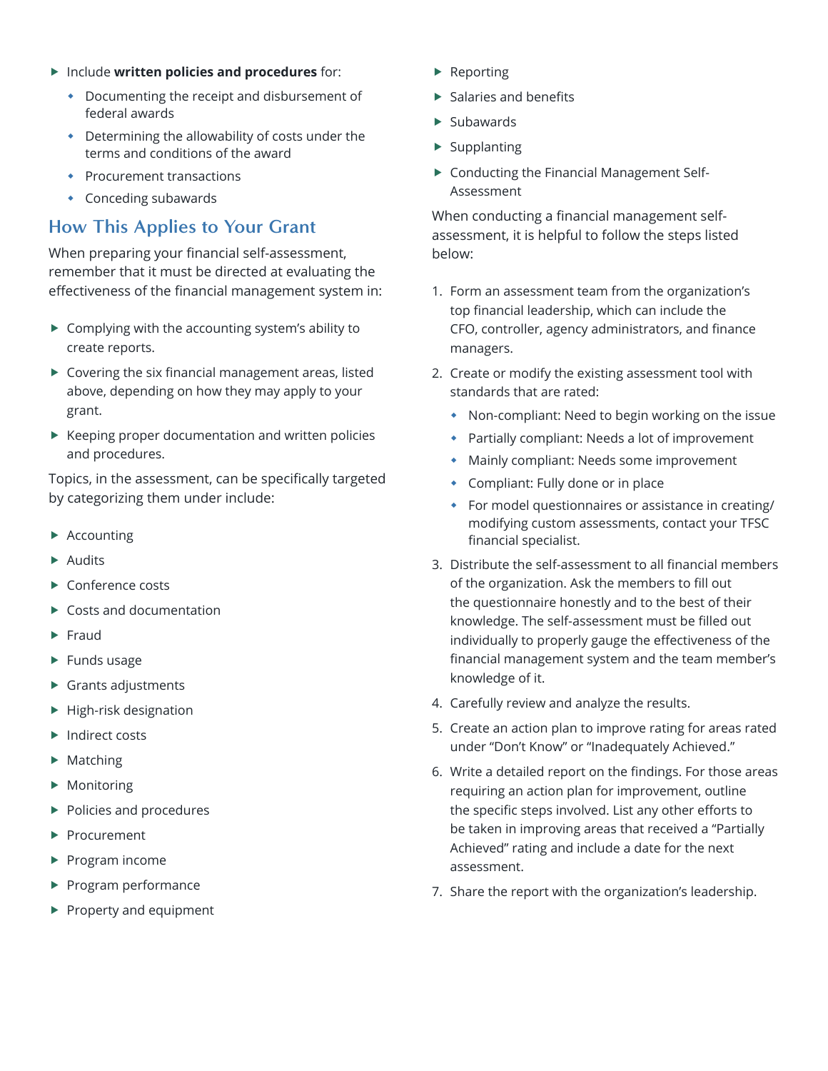- Include **written policies and procedures** for:
  - Documenting the receipt and disbursement of federal awards
  - Determining the allowability of costs under the terms and conditions of the award
  - Procurement transactions
  - Conceding subawards

## How This Applies to Your Grant

When preparing your financial self-assessment, remember that it must be directed at evaluating the effectiveness of the financial management system in:

- Complying with the accounting system's ability to create reports.
- Covering the six financial management areas, listed above, depending on how they may apply to your grant.
- Keeping proper documentation and written policies and procedures.

Topics, in the assessment, can be specifically targeted by categorizing them under include:

- Accounting
- Audits
- Conference costs
- Costs and documentation
- Fraud
- Funds usage
- Grants adjustments
- High-risk designation
- Indirect costs
- Matching
- Monitoring
- Policies and procedures
- Procurement
- Program income
- Program performance
- Property and equipment
- Reporting
- Salaries and benefits
- Subawards
- Supplanting
- Conducting the Financial Management Self-Assessment

When conducting a financial management self-assessment, it is helpful to follow the steps listed below:

1. Form an assessment team from the organization's top financial leadership, which can include the CFO, controller, agency administrators, and finance managers.
2. Create or modify the existing assessment tool with standards that are rated:
   - Non-compliant: Need to begin working on the issue
   - Partially compliant: Needs a lot of improvement
   - Mainly compliant: Needs some improvement
   - Compliant: Fully done or in place
   - For model questionnaires or assistance in creating/ modifying custom assessments, contact your TFSC financial specialist.
3. Distribute the self-assessment to all financial members of the organization. Ask the members to fill out the questionnaire honestly and to the best of their knowledge. The self-assessment must be filled out individually to properly gauge the effectiveness of the financial management system and the team member's knowledge of it.
4. Carefully review and analyze the results.
5. Create an action plan to improve rating for areas rated under "Don't Know" or "Inadequately Achieved."
6. Write a detailed report on the findings. For those areas requiring an action plan for improvement, outline the specific steps involved. List any other efforts to be taken in improving areas that received a "Partially Achieved" rating and include a date for the next assessment.
7. Share the report with the organization's leadership.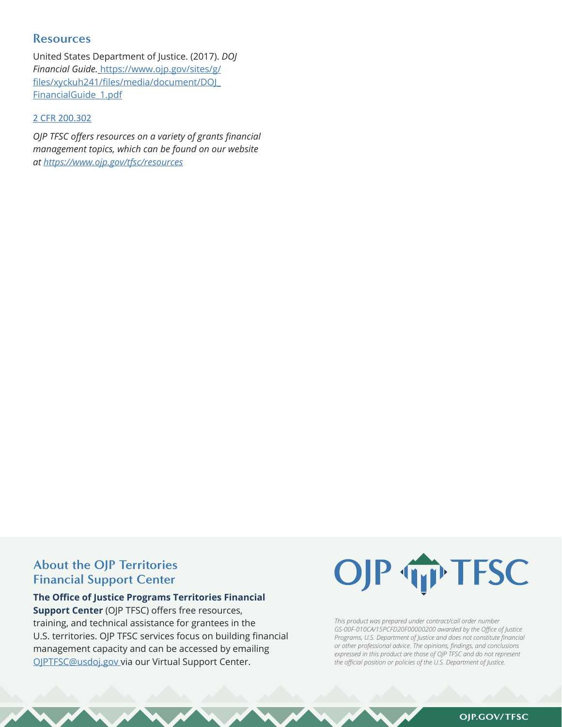## Resources

United States Department of Justice. (2017). *DOJ Financial Guide.* https://www.ojp.gov/sites/g/files/xyckuh241/files/media/document/DOJ_FinancialGuide_1.pdf

2 CFR 200.302

*OJP TFSC offers resources on a variety of grants financial management topics, which can be found on our website at https://www.ojp.gov/tfsc/resources*

## About the OJP Territories Financial Support Center

**The Office of Justice Programs Territories Financial Support Center** (OJP TFSC) offers free resources, training, and technical assistance for grantees in the U.S. territories. OJP TFSC services focus on building financial management capacity and can be accessed by emailing OJPTFSC@usdoj.gov via our Virtual Support Center.

OJP TFSC

*This product was prepared under contract/call order number GS-00F-010CA/15PCFD20F00000200 awarded by the Office of Justice Programs, U.S. Department of Justice and does not constitute financial or other professional advice. The opinions, findings, and conclusions expressed in this product are those of OJP TFSC and do not represent the official position or policies of the U.S. Department of Justice.*

OJP.GOV/TFSC